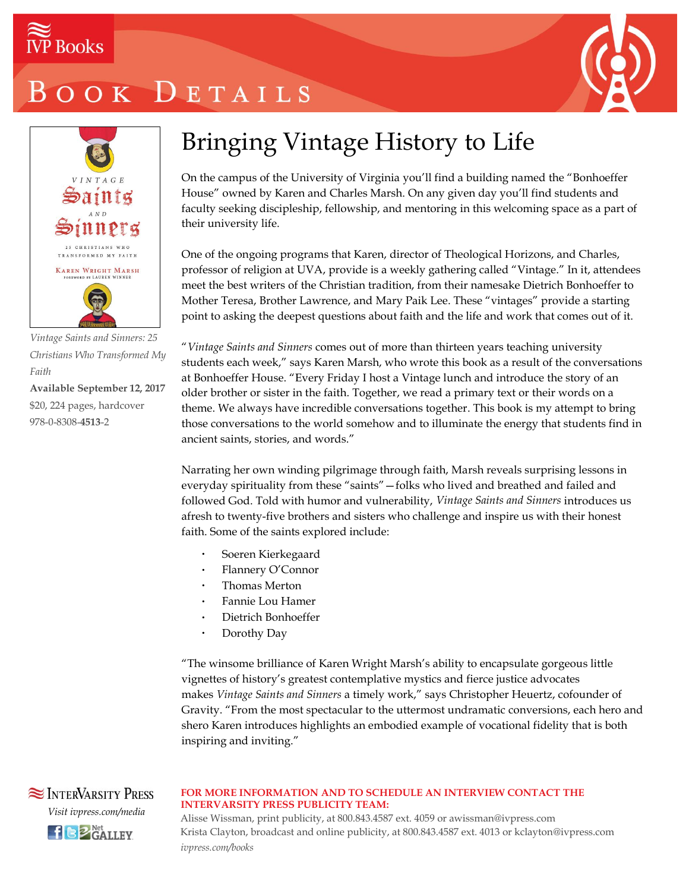IVP Books

# Book Details

*Vintage Saints and Sinners: 25 Christians Who Transformed My Faith*

**Available September 12, 2017**

$20, 224 pages, hardcover

978-0-8308-**4513**-2

## Bringing Vintage History to Life

On the campus of the University of Virginia you'll find a building named the "Bonhoeffer House" owned by Karen and Charles Marsh. On any given day you'll find students and faculty seeking discipleship, fellowship, and mentoring in this welcoming space as a part of their university life.

One of the ongoing programs that Karen, director of Theological Horizons, and Charles, professor of religion at UVA, provide is a weekly gathering called "Vintage." In it, attendees meet the best writers of the Christian tradition, from their namesake Dietrich Bonhoeffer to Mother Teresa, Brother Lawrence, and Mary Paik Lee. These "vintages" provide a starting point to asking the deepest questions about faith and the life and work that comes out of it.

"*Vintage Saints and Sinners* comes out of more than thirteen years teaching university students each week," says Karen Marsh, who wrote this book as a result of the conversations at Bonhoeffer House. "Every Friday I host a Vintage lunch and introduce the story of an older brother or sister in the faith. Together, we read a primary text or their words on a theme. We always have incredible conversations together. This book is my attempt to bring those conversations to the world somehow and to illuminate the energy that students find in ancient saints, stories, and words."

Narrating her own winding pilgrimage through faith, Marsh reveals surprising lessons in everyday spirituality from these "saints"—folks who lived and breathed and failed and followed God. Told with humor and vulnerability, *Vintage Saints and Sinners* introduces us afresh to twenty-five brothers and sisters who challenge and inspire us with their honest faith. Some of the saints explored include:

- Soeren Kierkegaard
- Flannery O'Connor
- Thomas Merton
- Fannie Lou Hamer
- Dietrich Bonhoeffer
- Dorothy Day

"The winsome brilliance of Karen Wright Marsh's ability to encapsulate gorgeous little vignettes of history's greatest contemplative mystics and fierce justice advocates makes *Vintage Saints and Sinners* a timely work," says Christopher Heuertz, cofounder of Gravity. "From the most spectacular to the uttermost undramatic conversions, each hero and shero Karen introduces highlights an embodied example of vocational fidelity that is both inspiring and inviting."

InterVarsity Press

*Visit ivpress.com/media*

**FOR MORE INFORMATION AND TO SCHEDULE AN INTERVIEW CONTACT THE INTERVARSITY PRESS PUBLICITY TEAM:**

Alisse Wissman, print publicity, at 800.843.4587 ext. 4059 or awissman@ivpress.com

Krista Clayton, broadcast and online publicity, at 800.843.4587 ext. 4013 or kclayton@ivpress.com

*ivpress.com/books*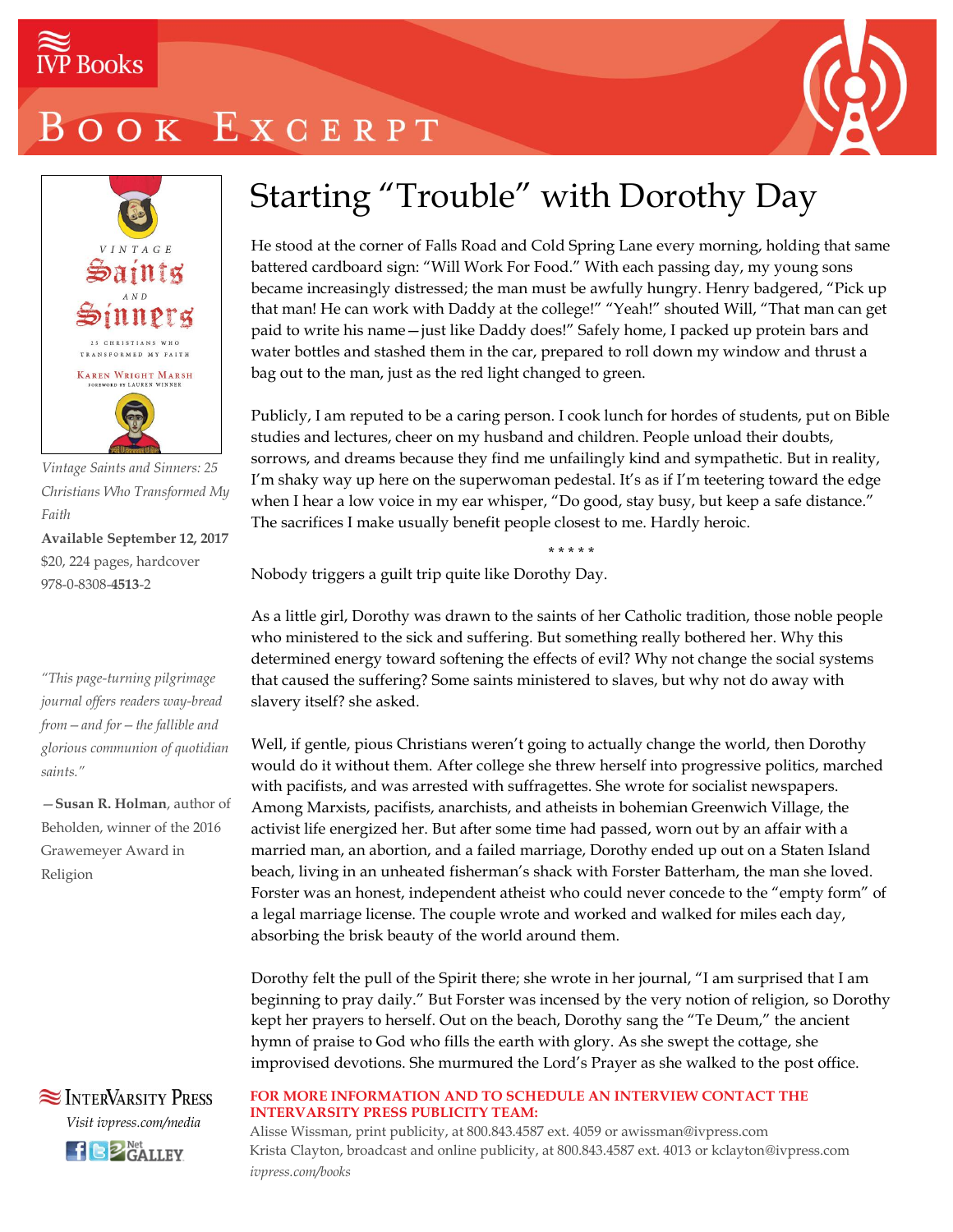# Book Excerpt

Vintage Saints and Sinners: 25 Christians Who Transformed My Faith

*Vintage Saints and Sinners: 25 Christians Who Transformed My Faith*

**Available September 12, 2017**

$20, 224 pages, hardcover

978-0-8308-**4513**-2

*"This page-turning pilgrimage journal offers readers way-bread from – and for – the fallible and glorious communion of quotidian saints."*

—**Susan R. Holman**, author of Beholden, winner of the 2016 Grawemeyer Award in Religion

## Starting "Trouble" with Dorothy Day

He stood at the corner of Falls Road and Cold Spring Lane every morning, holding that same battered cardboard sign: "Will Work For Food." With each passing day, my young sons became increasingly distressed; the man must be awfully hungry. Henry badgered, "Pick up that man! He can work with Daddy at the college!" "Yeah!" shouted Will, "That man can get paid to write his name—just like Daddy does!" Safely home, I packed up protein bars and water bottles and stashed them in the car, prepared to roll down my window and thrust a bag out to the man, just as the red light changed to green.

Publicly, I am reputed to be a caring person. I cook lunch for hordes of students, put on Bible studies and lectures, cheer on my husband and children. People unload their doubts, sorrows, and dreams because they find me unfailingly kind and sympathetic. But in reality, I'm shaky way up here on the superwoman pedestal. It's as if I'm teetering toward the edge when I hear a low voice in my ear whisper, "Do good, stay busy, but keep a safe distance." The sacrifices I make usually benefit people closest to me. Hardly heroic.

\* \* \* \* \*

Nobody triggers a guilt trip quite like Dorothy Day.

As a little girl, Dorothy was drawn to the saints of her Catholic tradition, those noble people who ministered to the sick and suffering. But something really bothered her. Why this determined energy toward softening the effects of evil? Why not change the social systems that caused the suffering? Some saints ministered to slaves, but why not do away with slavery itself? she asked.

Well, if gentle, pious Christians weren't going to actually change the world, then Dorothy would do it without them. After college she threw herself into progressive politics, marched with pacifists, and was arrested with suffragettes. She wrote for socialist newspapers. Among Marxists, pacifists, anarchists, and atheists in bohemian Greenwich Village, the activist life energized her. But after some time had passed, worn out by an affair with a married man, an abortion, and a failed marriage, Dorothy ended up out on a Staten Island beach, living in an unheated fisherman's shack with Forster Batterham, the man she loved. Forster was an honest, independent atheist who could never concede to the "empty form" of a legal marriage license. The couple wrote and worked and walked for miles each day, absorbing the brisk beauty of the world around them.

Dorothy felt the pull of the Spirit there; she wrote in her journal, "I am surprised that I am beginning to pray daily." But Forster was incensed by the very notion of religion, so Dorothy kept her prayers to herself. Out on the beach, Dorothy sang the "Te Deum," the ancient hymn of praise to God who fills the earth with glory. As she swept the cottage, she improvised devotions. She murmured the Lord's Prayer as she walked to the post office.

InterVarsity Press

*Visit ivpress.com/media*

**FOR MORE INFORMATION AND TO SCHEDULE AN INTERVIEW CONTACT THE INTERVARSITY PRESS PUBLICITY TEAM:**

Alisse Wissman, print publicity, at 800.843.4587 ext. 4059 or awissman@ivpress.com

Krista Clayton, broadcast and online publicity, at 800.843.4587 ext. 4013 or kclayton@ivpress.com

*ivpress.com/books*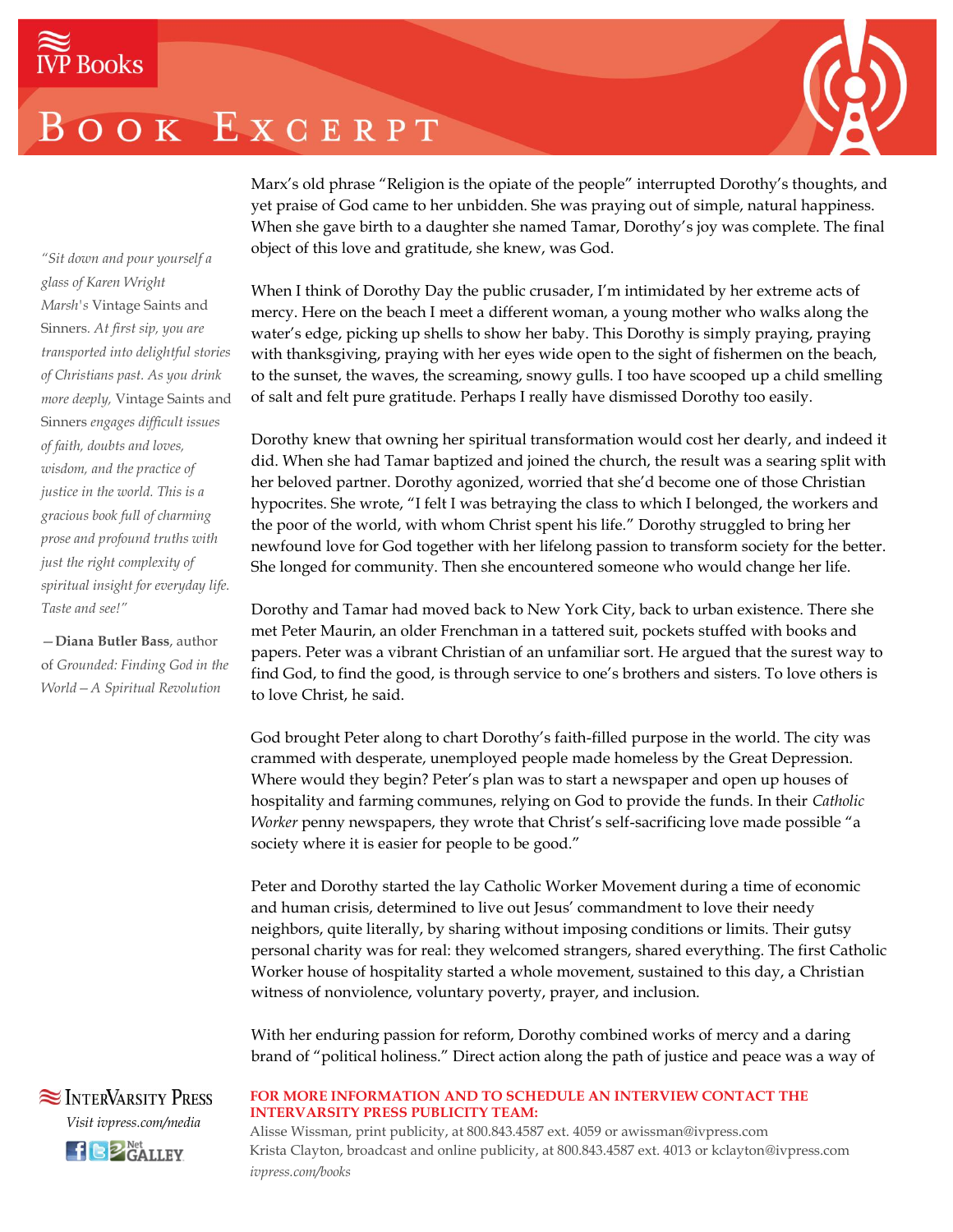Marx's old phrase "Religion is the opiate of the people" interrupted Dorothy's thoughts, and yet praise of God came to her unbidden. She was praying out of simple, natural happiness. When she gave birth to a daughter she named Tamar, Dorothy's joy was complete. The final object of this love and gratitude, she knew, was God.

When I think of Dorothy Day the public crusader, I'm intimidated by her extreme acts of mercy. Here on the beach I meet a different woman, a young mother who walks along the water's edge, picking up shells to show her baby. This Dorothy is simply praying, praying with thanksgiving, praying with her eyes wide open to the sight of fishermen on the beach, to the sunset, the waves, the screaming, snowy gulls. I too have scooped up a child smelling of salt and felt pure gratitude. Perhaps I really have dismissed Dorothy too easily.

Dorothy knew that owning her spiritual transformation would cost her dearly, and indeed it did. When she had Tamar baptized and joined the church, the result was a searing split with her beloved partner. Dorothy agonized, worried that she'd become one of those Christian hypocrites. She wrote, "I felt I was betraying the class to which I belonged, the workers and the poor of the world, with whom Christ spent his life." Dorothy struggled to bring her newfound love for God together with her lifelong passion to transform society for the better. She longed for community. Then she encountered someone who would change her life.

Dorothy and Tamar had moved back to New York City, back to urban existence. There she met Peter Maurin, an older Frenchman in a tattered suit, pockets stuffed with books and papers. Peter was a vibrant Christian of an unfamiliar sort. He argued that the surest way to find God, to find the good, is through service to one's brothers and sisters. To love others is to love Christ, he said.

God brought Peter along to chart Dorothy's faith-filled purpose in the world. The city was crammed with desperate, unemployed people made homeless by the Great Depression. Where would they begin? Peter's plan was to start a newspaper and open up houses of hospitality and farming communes, relying on God to provide the funds. In their *Catholic Worker* penny newspapers, they wrote that Christ's self-sacrificing love made possible "a society where it is easier for people to be good."

Peter and Dorothy started the lay Catholic Worker Movement during a time of economic and human crisis, determined to live out Jesus' commandment to love their needy neighbors, quite literally, by sharing without imposing conditions or limits. Their gutsy personal charity was for real: they welcomed strangers, shared everything. The first Catholic Worker house of hospitality started a whole movement, sustained to this day, a Christian witness of nonviolence, voluntary poverty, prayer, and inclusion.

With her enduring passion for reform, Dorothy combined works of mercy and a daring brand of "political holiness." Direct action along the path of justice and peace was a way of

*"Sit down and pour yourself a glass of Karen Wright Marsh's* Vintage Saints and Sinners. *At first sip, you are transported into delightful stories of Christians past. As you drink more deeply,* Vintage Saints and Sinners *engages difficult issues of faith, doubts and loves, wisdom, and the practice of justice in the world. This is a gracious book full of charming prose and profound truths with just the right complexity of spiritual insight for everyday life. Taste and see!"*

—**Diana Butler Bass**, author of *Grounded: Finding God in the World—A Spiritual Revolution*

**FOR MORE INFORMATION AND TO SCHEDULE AN INTERVIEW CONTACT THE INTERVARSITY PRESS PUBLICITY TEAM:**

Alisse Wissman, print publicity, at 800.843.4587 ext. 4059 or awissman@ivpress.com
Krista Clayton, broadcast and online publicity, at 800.843.4587 ext. 4013 or kclayton@ivpress.com
*ivpress.com/books*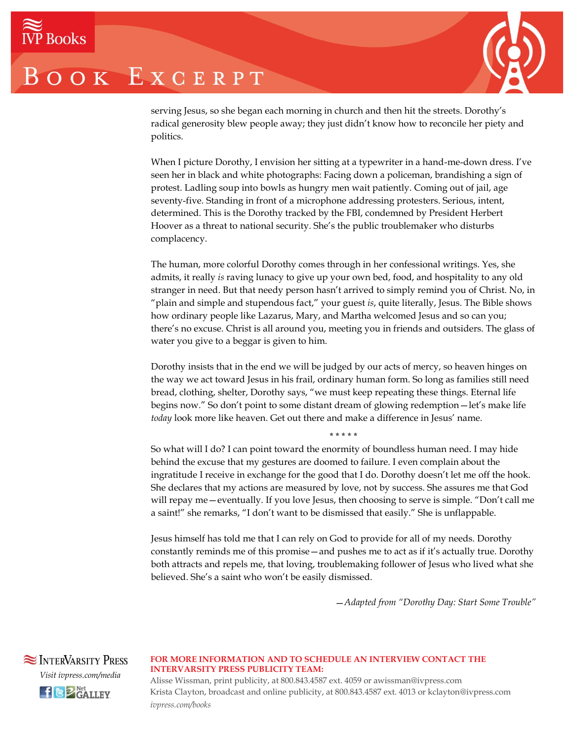serving Jesus, so she began each morning in church and then hit the streets. Dorothy's radical generosity blew people away; they just didn't know how to reconcile her piety and politics.

When I picture Dorothy, I envision her sitting at a typewriter in a hand-me-down dress. I've seen her in black and white photographs: Facing down a policeman, brandishing a sign of protest. Ladling soup into bowls as hungry men wait patiently. Coming out of jail, age seventy-five. Standing in front of a microphone addressing protesters. Serious, intent, determined. This is the Dorothy tracked by the FBI, condemned by President Herbert Hoover as a threat to national security. She's the public troublemaker who disturbs complacency.

The human, more colorful Dorothy comes through in her confessional writings. Yes, she admits, it really *is* raving lunacy to give up your own bed, food, and hospitality to any old stranger in need. But that needy person hasn't arrived to simply remind you of Christ. No, in "plain and simple and stupendous fact," your guest *is*, quite literally, Jesus. The Bible shows how ordinary people like Lazarus, Mary, and Martha welcomed Jesus and so can you; there's no excuse. Christ is all around you, meeting you in friends and outsiders. The glass of water you give to a beggar is given to him.

Dorothy insists that in the end we will be judged by our acts of mercy, so heaven hinges on the way we act toward Jesus in his frail, ordinary human form. So long as families still need bread, clothing, shelter, Dorothy says, "we must keep repeating these things. Eternal life begins now." So don't point to some distant dream of glowing redemption—let's make life *today* look more like heaven. Get out there and make a difference in Jesus' name.

\* \* \* \* \*

So what will I do? I can point toward the enormity of boundless human need. I may hide behind the excuse that my gestures are doomed to failure. I even complain about the ingratitude I receive in exchange for the good that I do. Dorothy doesn't let me off the hook. She declares that my actions are measured by love, not by success. She assures me that God will repay me—eventually. If you love Jesus, then choosing to serve is simple. "Don't call me a saint!" she remarks, "I don't want to be dismissed that easily." She is unflappable.

Jesus himself has told me that I can rely on God to provide for all of my needs. Dorothy constantly reminds me of this promise—and pushes me to act as if it's actually true. Dorothy both attracts and repels me, that loving, troublemaking follower of Jesus who lived what she believed. She's a saint who won't be easily dismissed.

—*Adapted from "Dorothy Day: Start Some Trouble"*

InterVarsity Press
*Visit ivpress.com/media*

**FOR MORE INFORMATION AND TO SCHEDULE AN INTERVIEW CONTACT THE INTERVARSITY PRESS PUBLICITY TEAM:**
Alisse Wissman, print publicity, at 800.843.4587 ext. 4059 or awissman@ivpress.com
Krista Clayton, broadcast and online publicity, at 800.843.4587 ext. 4013 or kclayton@ivpress.com
*ivpress.com/books*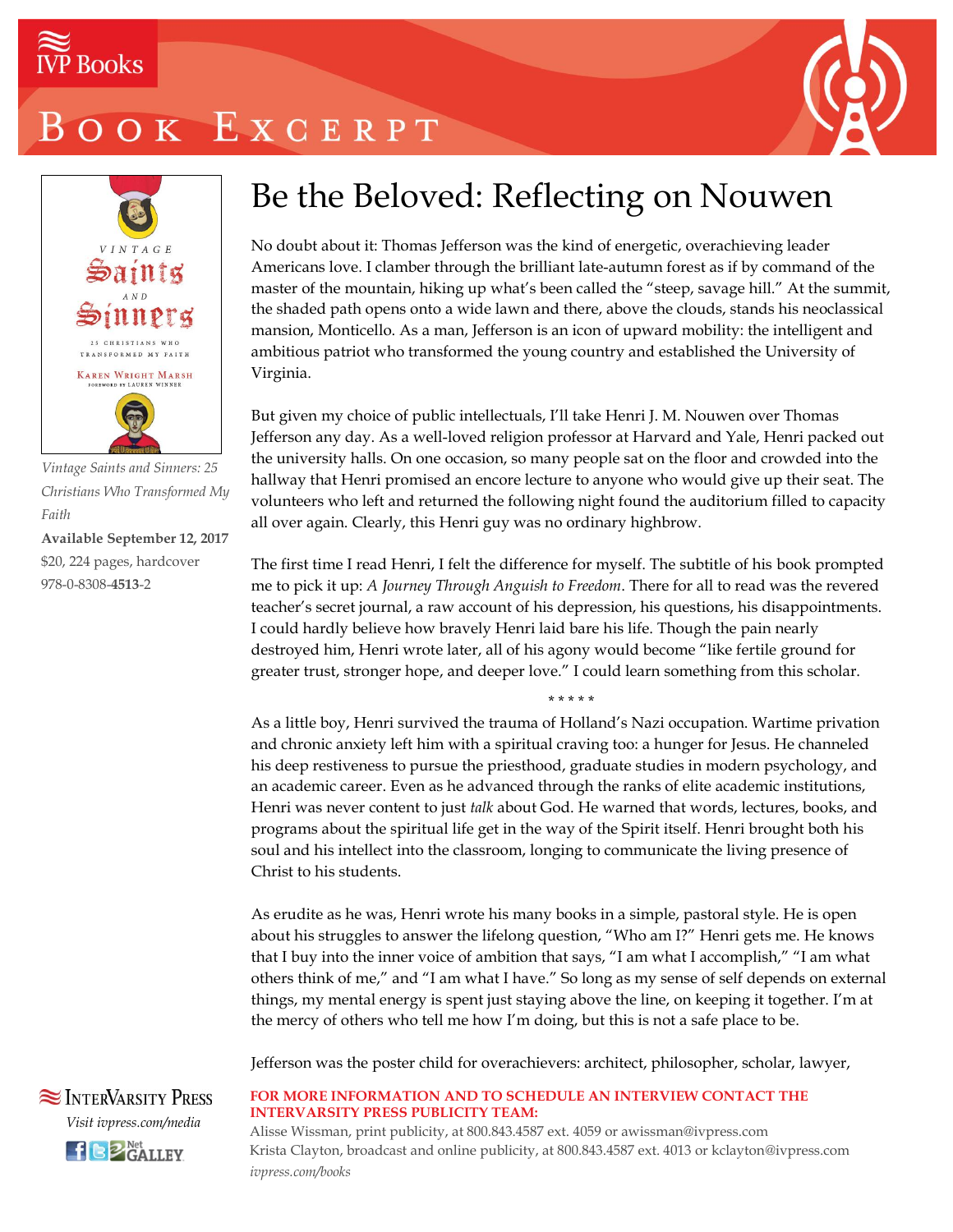IVP Books

# Book Excerpt

*Vintage Saints and Sinners: 25 Christians Who Transformed My Faith*

**Available September 12, 2017**

$20, 224 pages, hardcover

978-0-8308-**4513**-2

# Be the Beloved: Reflecting on Nouwen

No doubt about it: Thomas Jefferson was the kind of energetic, overachieving leader Americans love. I clamber through the brilliant late-autumn forest as if by command of the master of the mountain, hiking up what's been called the "steep, savage hill." At the summit, the shaded path opens onto a wide lawn and there, above the clouds, stands his neoclassical mansion, Monticello. As a man, Jefferson is an icon of upward mobility: the intelligent and ambitious patriot who transformed the young country and established the University of Virginia.

But given my choice of public intellectuals, I'll take Henri J. M. Nouwen over Thomas Jefferson any day. As a well-loved religion professor at Harvard and Yale, Henri packed out the university halls. On one occasion, so many people sat on the floor and crowded into the hallway that Henri promised an encore lecture to anyone who would give up their seat. The volunteers who left and returned the following night found the auditorium filled to capacity all over again. Clearly, this Henri guy was no ordinary highbrow.

The first time I read Henri, I felt the difference for myself. The subtitle of his book prompted me to pick it up: *A Journey Through Anguish to Freedom*. There for all to read was the revered teacher's secret journal, a raw account of his depression, his questions, his disappointments. I could hardly believe how bravely Henri laid bare his life. Though the pain nearly destroyed him, Henri wrote later, all of his agony would become "like fertile ground for greater trust, stronger hope, and deeper love." I could learn something from this scholar.

\* \* \* \* \*

As a little boy, Henri survived the trauma of Holland's Nazi occupation. Wartime privation and chronic anxiety left him with a spiritual craving too: a hunger for Jesus. He channeled his deep restiveness to pursue the priesthood, graduate studies in modern psychology, and an academic career. Even as he advanced through the ranks of elite academic institutions, Henri was never content to just *talk* about God. He warned that words, lectures, books, and programs about the spiritual life get in the way of the Spirit itself. Henri brought both his soul and his intellect into the classroom, longing to communicate the living presence of Christ to his students.

As erudite as he was, Henri wrote his many books in a simple, pastoral style. He is open about his struggles to answer the lifelong question, "Who am I?" Henri gets me. He knows that I buy into the inner voice of ambition that says, "I am what I accomplish," "I am what others think of me," and "I am what I have." So long as my sense of self depends on external things, my mental energy is spent just staying above the line, on keeping it together. I'm at the mercy of others who tell me how I'm doing, but this is not a safe place to be.

Jefferson was the poster child for overachievers: architect, philosopher, scholar, lawyer,

InterVarsity Press

*Visit ivpress.com/media*

**FOR MORE INFORMATION AND TO SCHEDULE AN INTERVIEW CONTACT THE INTERVARSITY PRESS PUBLICITY TEAM:**

Alisse Wissman, print publicity, at 800.843.4587 ext. 4059 or awissman@ivpress.com

Krista Clayton, broadcast and online publicity, at 800.843.4587 ext. 4013 or kclayton@ivpress.com

*ivpress.com/books*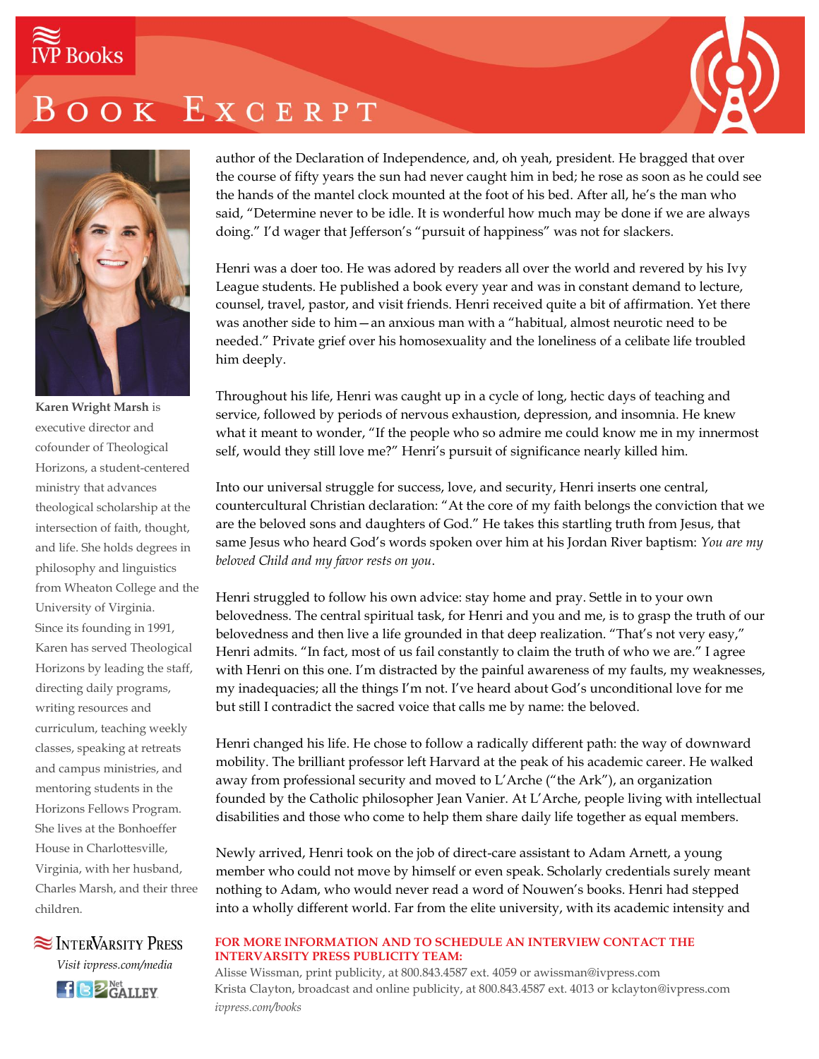author of the Declaration of Independence, and, oh yeah, president. He bragged that over the course of fifty years the sun had never caught him in bed; he rose as soon as he could see the hands of the mantel clock mounted at the foot of his bed. After all, he's the man who said, "Determine never to be idle. It is wonderful how much may be done if we are always doing." I'd wager that Jefferson's "pursuit of happiness" was not for slackers.

Henri was a doer too. He was adored by readers all over the world and revered by his Ivy League students. He published a book every year and was in constant demand to lecture, counsel, travel, pastor, and visit friends. Henri received quite a bit of affirmation. Yet there was another side to him—an anxious man with a "habitual, almost neurotic need to be needed." Private grief over his homosexuality and the loneliness of a celibate life troubled him deeply.

Throughout his life, Henri was caught up in a cycle of long, hectic days of teaching and service, followed by periods of nervous exhaustion, depression, and insomnia. He knew what it meant to wonder, "If the people who so admire me could know me in my innermost self, would they still love me?" Henri's pursuit of significance nearly killed him.

Into our universal struggle for success, love, and security, Henri inserts one central, countercultural Christian declaration: "At the core of my faith belongs the conviction that we are the beloved sons and daughters of God." He takes this startling truth from Jesus, that same Jesus who heard God's words spoken over him at his Jordan River baptism: *You are my beloved Child and my favor rests on you*.

Henri struggled to follow his own advice: stay home and pray. Settle in to your own belovedness. The central spiritual task, for Henri and you and me, is to grasp the truth of our belovedness and then live a life grounded in that deep realization. "That's not very easy," Henri admits. "In fact, most of us fail constantly to claim the truth of who we are." I agree with Henri on this one. I'm distracted by the painful awareness of my faults, my weaknesses, my inadequacies; all the things I'm not. I've heard about God's unconditional love for me but still I contradict the sacred voice that calls me by name: the beloved.

Henri changed his life. He chose to follow a radically different path: the way of downward mobility. The brilliant professor left Harvard at the peak of his academic career. He walked away from professional security and moved to L'Arche ("the Ark"), an organization founded by the Catholic philosopher Jean Vanier. At L'Arche, people living with intellectual disabilities and those who come to help them share daily life together as equal members.

Newly arrived, Henri took on the job of direct-care assistant to Adam Arnett, a young member who could not move by himself or even speak. Scholarly credentials surely meant nothing to Adam, who would never read a word of Nouwen's books. Henri had stepped into a wholly different world. Far from the elite university, with its academic intensity and

**Karen Wright Marsh** is executive director and cofounder of Theological Horizons, a student-centered ministry that advances theological scholarship at the intersection of faith, thought, and life. She holds degrees in philosophy and linguistics from Wheaton College and the University of Virginia. Since its founding in 1991, Karen has served Theological Horizons by leading the staff, directing daily programs, writing resources and curriculum, teaching weekly classes, speaking at retreats and campus ministries, and mentoring students in the Horizons Fellows Program. She lives at the Bonhoeffer House in Charlottesville, Virginia, with her husband, Charles Marsh, and their three children.

**FOR MORE INFORMATION AND TO SCHEDULE AN INTERVIEW CONTACT THE INTERVARSITY PRESS PUBLICITY TEAM:**
Alisse Wissman, print publicity, at 800.843.4587 ext. 4059 or awissman@ivpress.com
Krista Clayton, broadcast and online publicity, at 800.843.4587 ext. 4013 or kclayton@ivpress.com
*ivpress.com/books*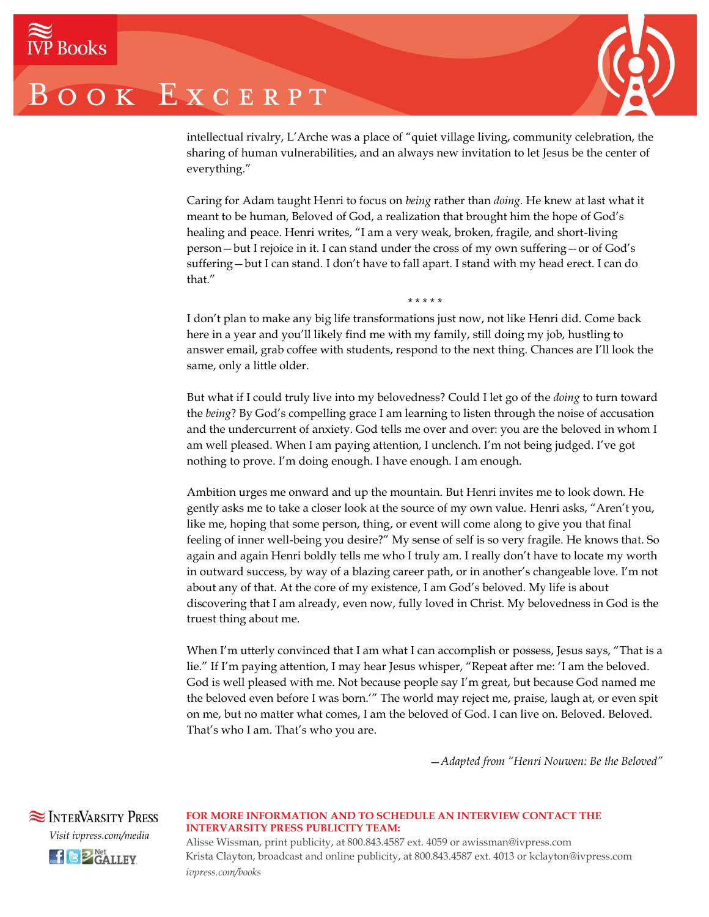intellectual rivalry, L'Arche was a place of "quiet village living, community celebration, the sharing of human vulnerabilities, and an always new invitation to let Jesus be the center of everything."

Caring for Adam taught Henri to focus on *being* rather than *doing*. He knew at last what it meant to be human, Beloved of God, a realization that brought him the hope of God's healing and peace. Henri writes, "I am a very weak, broken, fragile, and short-living person—but I rejoice in it. I can stand under the cross of my own suffering—or of God's suffering—but I can stand. I don't have to fall apart. I stand with my head erect. I can do that."

\* \* \* \* \*

I don't plan to make any big life transformations just now, not like Henri did. Come back here in a year and you'll likely find me with my family, still doing my job, hustling to answer email, grab coffee with students, respond to the next thing. Chances are I'll look the same, only a little older.

But what if I could truly live into my belovedness? Could I let go of the *doing* to turn toward the *being*? By God's compelling grace I am learning to listen through the noise of accusation and the undercurrent of anxiety. God tells me over and over: you are the beloved in whom I am well pleased. When I am paying attention, I unclench. I'm not being judged. I've got nothing to prove. I'm doing enough. I have enough. I am enough.

Ambition urges me onward and up the mountain. But Henri invites me to look down. He gently asks me to take a closer look at the source of my own value. Henri asks, "Aren't you, like me, hoping that some person, thing, or event will come along to give you that final feeling of inner well-being you desire?" My sense of self is so very fragile. He knows that. So again and again Henri boldly tells me who I truly am. I really don't have to locate my worth in outward success, by way of a blazing career path, or in another's changeable love. I'm not about any of that. At the core of my existence, I am God's beloved. My life is about discovering that I am already, even now, fully loved in Christ. My belovedness in God is the truest thing about me.

When I'm utterly convinced that I am what I can accomplish or possess, Jesus says, "That is a lie." If I'm paying attention, I may hear Jesus whisper, "Repeat after me: 'I am the beloved. God is well pleased with me. Not because people say I'm great, but because God named me the beloved even before I was born.'" The world may reject me, praise, laugh at, or even spit on me, but no matter what comes, I am the beloved of God. I can live on. Beloved. Beloved. That's who I am. That's who you are.

—*Adapted from "Henri Nouwen: Be the Beloved"*

InterVarsity Press

*Visit ivpress.com/media*

**FOR MORE INFORMATION AND TO SCHEDULE AN INTERVIEW CONTACT THE INTERVARSITY PRESS PUBLICITY TEAM:**

Alisse Wissman, print publicity, at 800.843.4587 ext. 4059 or awissman@ivpress.com
Krista Clayton, broadcast and online publicity, at 800.843.4587 ext. 4013 or kclayton@ivpress.com
*ivpress.com/books*